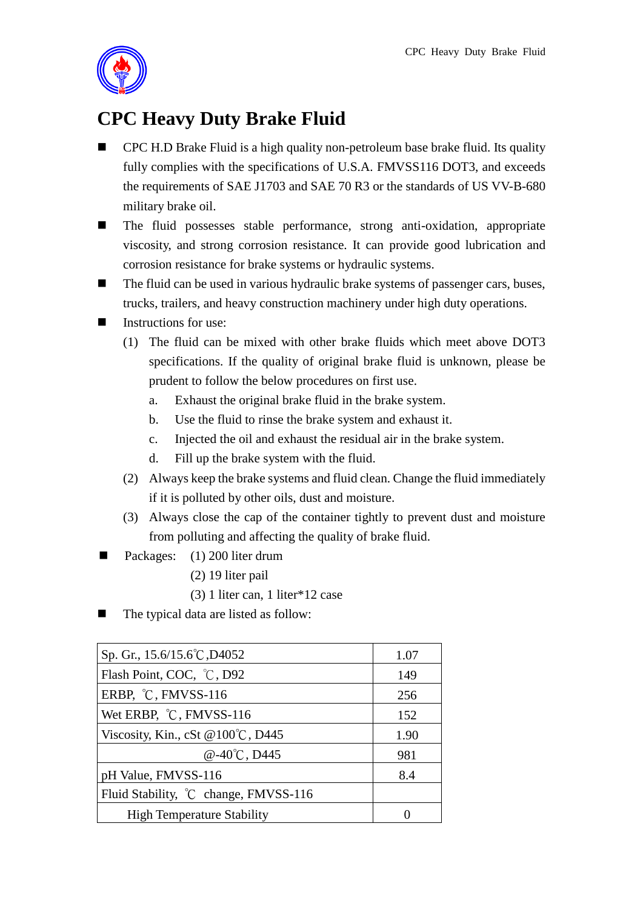# CPC Heavy Duty Brake Fluid

- CPC H.D Brake Fluid is a high quality non-petroleum base brake fluid. Its quality fully complies with the specifications of U.S.A. FMVSS116 DOT3, and exceeds the requirements of SAE J1703 and SAE 70 R3 or the standards of US VV-B-680 military brake oil.
- The fluid possesses stable performance, strong anti-oxidation, appropriate viscosity, and strong corrosion resistance. It can provide good lubrication and corrosion resistance for brake systems or hydraulic systems.
- The fluid can be used in various hydraulic brake systems of passenger cars, buses, trucks, trailers, and heavy construction machinery under high duty operations.
- Instructions for use:
  - (1) The fluid can be mixed with other brake fluids which meet above DOT3 specifications. If the quality of original brake fluid is unknown, please be prudent to follow the below procedures on first use.
    - a. Exhaust the original brake fluid in the brake system.
    - b. Use the fluid to rinse the brake system and exhaust it.
    - c. Injected the oil and exhaust the residual air in the brake system.
    - d. Fill up the brake system with the fluid.
  - (2) Always keep the brake systems and fluid clean. Change the fluid immediately if it is polluted by other oils, dust and moisture.
  - (3) Always close the cap of the container tightly to prevent dust and moisture from polluting and affecting the quality of brake fluid.
- Packages: (1) 200 liter drum
  (2) 19 liter pail
  (3) 1 liter can, 1 liter*12 case
- The typical data are listed as follow:

| | |
|---|---|
| Sp. Gr., 15.6/15.6℃,D4052 | 1.07 |
| Flash Point, COC, ℃, D92 | 149 |
| ERBP, ℃, FMVSS-116 | 256 |
| Wet ERBP, ℃, FMVSS-116 | 152 |
| Viscosity, Kin., cSt @100℃, D445 | 1.90 |
| @-40℃, D445 | 981 |
| pH Value, FMVSS-116 | 8.4 |
| Fluid Stability, ℃ change, FMVSS-116 | |
| High Temperature Stability | 0 |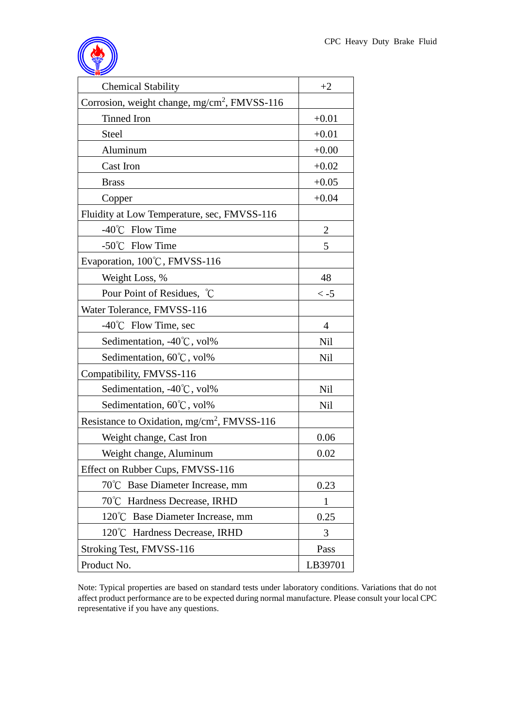| | |
|---|---|
| Chemical Stability | +2 |
| Corrosion, weight change, mg/cm$^2$, FMVSS-116 | |
| Tinned Iron | +0.01 |
| Steel | +0.01 |
| Aluminum | +0.00 |
| Cast Iron | +0.02 |
| Brass | +0.05 |
| Copper | +0.04 |
| Fluidity at Low Temperature, sec, FMVSS-116 | |
| -40℃ Flow Time | 2 |
| -50℃ Flow Time | 5 |
| Evaporation, 100℃, FMVSS-116 | |
| Weight Loss, % | 48 |
| Pour Point of Residues, ℃ | < -5 |
| Water Tolerance, FMVSS-116 | |
| -40℃ Flow Time, sec | 4 |
| Sedimentation, -40℃, vol% | Nil |
| Sedimentation, 60℃, vol% | Nil |
| Compatibility, FMVSS-116 | |
| Sedimentation, -40℃, vol% | Nil |
| Sedimentation, 60℃, vol% | Nil |
| Resistance to Oxidation, mg/cm$^2$, FMVSS-116 | |
| Weight change, Cast Iron | 0.06 |
| Weight change, Aluminum | 0.02 |
| Effect on Rubber Cups, FMVSS-116 | |
| 70℃ Base Diameter Increase, mm | 0.23 |
| 70℃ Hardness Decrease, IRHD | 1 |
| 120℃ Base Diameter Increase, mm | 0.25 |
| 120℃ Hardness Decrease, IRHD | 3 |
| Stroking Test, FMVSS-116 | Pass |
| Product No. | LB39701 |

Note: Typical properties are based on standard tests under laboratory conditions. Variations that do not affect product performance are to be expected during normal manufacture. Please consult your local CPC representative if you have any questions.